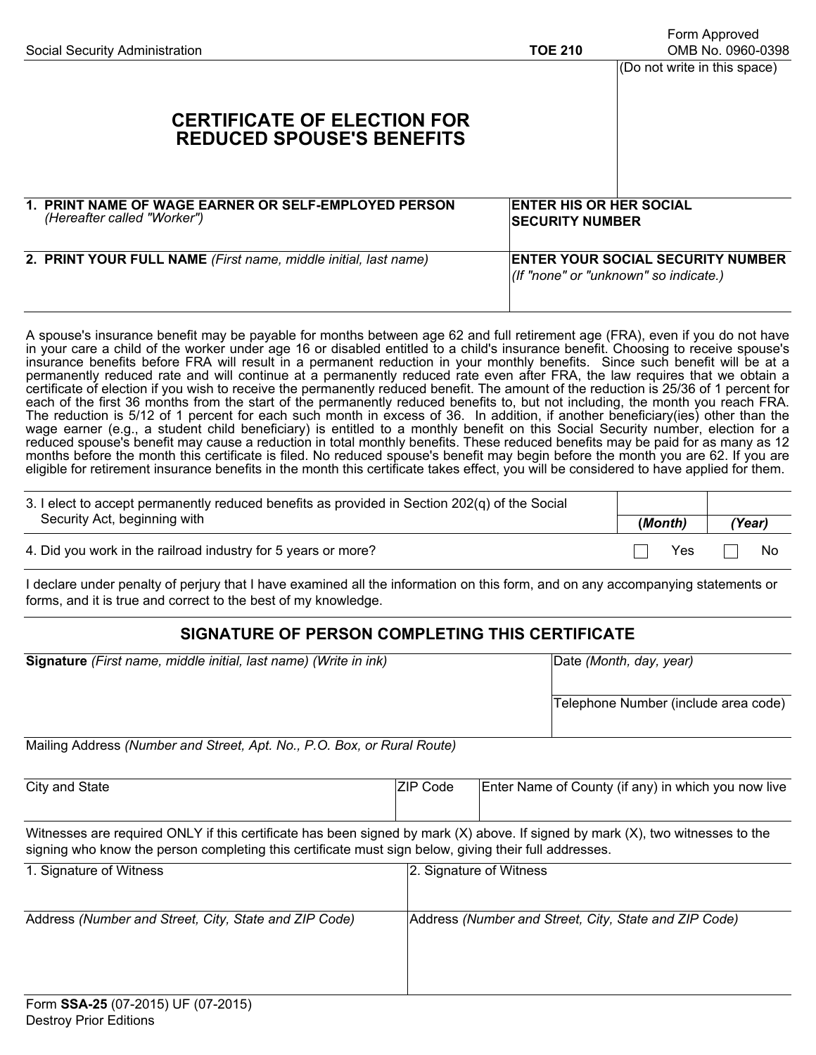Social Security Administration | **TOE 210** | Form Approved OMB No. 0960-0398

(Do not write in this space)

# CERTIFICATE OF ELECTION FOR REDUCED SPOUSE'S BENEFITS

| **1. PRINT NAME OF WAGE EARNER OR SELF-EMPLOYED PERSON** *(Hereafter called "Worker")* | **ENTER HIS OR HER SOCIAL SECURITY NUMBER** |
|---|---|
| | |
| **2. PRINT YOUR FULL NAME** *(First name, middle initial, last name)* | **ENTER YOUR SOCIAL SECURITY NUMBER** *(If "none" or "unknown" so indicate.)* |
| | |

A spouse's insurance benefit may be payable for months between age 62 and full retirement age (FRA), even if you do not have in your care a child of the worker under age 16 or disabled entitled to a child's insurance benefit. Choosing to receive spouse's insurance benefits before FRA will result in a permanent reduction in your monthly benefits. Since such benefit will be at a permanently reduced rate and will continue at a permanently reduced rate even after FRA, the law requires that we obtain a certificate of election if you wish to receive the permanently reduced benefit. The amount of the reduction is 25/36 of 1 percent for each of the first 36 months from the start of the permanently reduced benefits to, but not including, the month you reach FRA. The reduction is 5/12 of 1 percent for each such month in excess of 36. In addition, if another beneficiary(ies) other than the wage earner (e.g., a student child beneficiary) is entitled to a monthly benefit on this Social Security number, election for a reduced spouse's benefit may cause a reduction in total monthly benefits. These reduced benefits may be paid for as many as 12 months before the month this certificate is filed. No reduced spouse's benefit may begin before the month you are 62. If you are eligible for retirement insurance benefits in the month this certificate takes effect, you will be considered to have applied for them.

| | | |
|---|---|---|
| 3. I elect to accept permanently reduced benefits as provided in Section 202(q) of the Social Security Act, beginning with | ***(Month)*** | ***(Year)*** |
| 4. Did you work in the railroad industry for 5 years or more? | ☐ Yes | ☐ No |

I declare under penalty of perjury that I have examined all the information on this form, and on any accompanying statements or forms, and it is true and correct to the best of my knowledge.

## SIGNATURE OF PERSON COMPLETING THIS CERTIFICATE

| | |
|---|---|
| **Signature** *(First name, middle initial, last name) (Write in ink)* | Date *(Month, day, year)* |
| | Telephone Number (include area code) |

Mailing Address *(Number and Street, Apt. No., P.O. Box, or Rural Route)*

| City and State | ZIP Code | Enter Name of County (if any) in which you now live |
|---|---|---|
| | | |

Witnesses are required ONLY if this certificate has been signed by mark (X) above. If signed by mark (X), two witnesses to the signing who know the person completing this certificate must sign below, giving their full addresses.

| 1. Signature of Witness | 2. Signature of Witness |
|---|---|
| | |
| Address *(Number and Street, City, State and ZIP Code)* | Address *(Number and Street, City, State and ZIP Code)* |
| | |

Form **SSA-25** (07-2015) UF (07-2015)
Destroy Prior Editions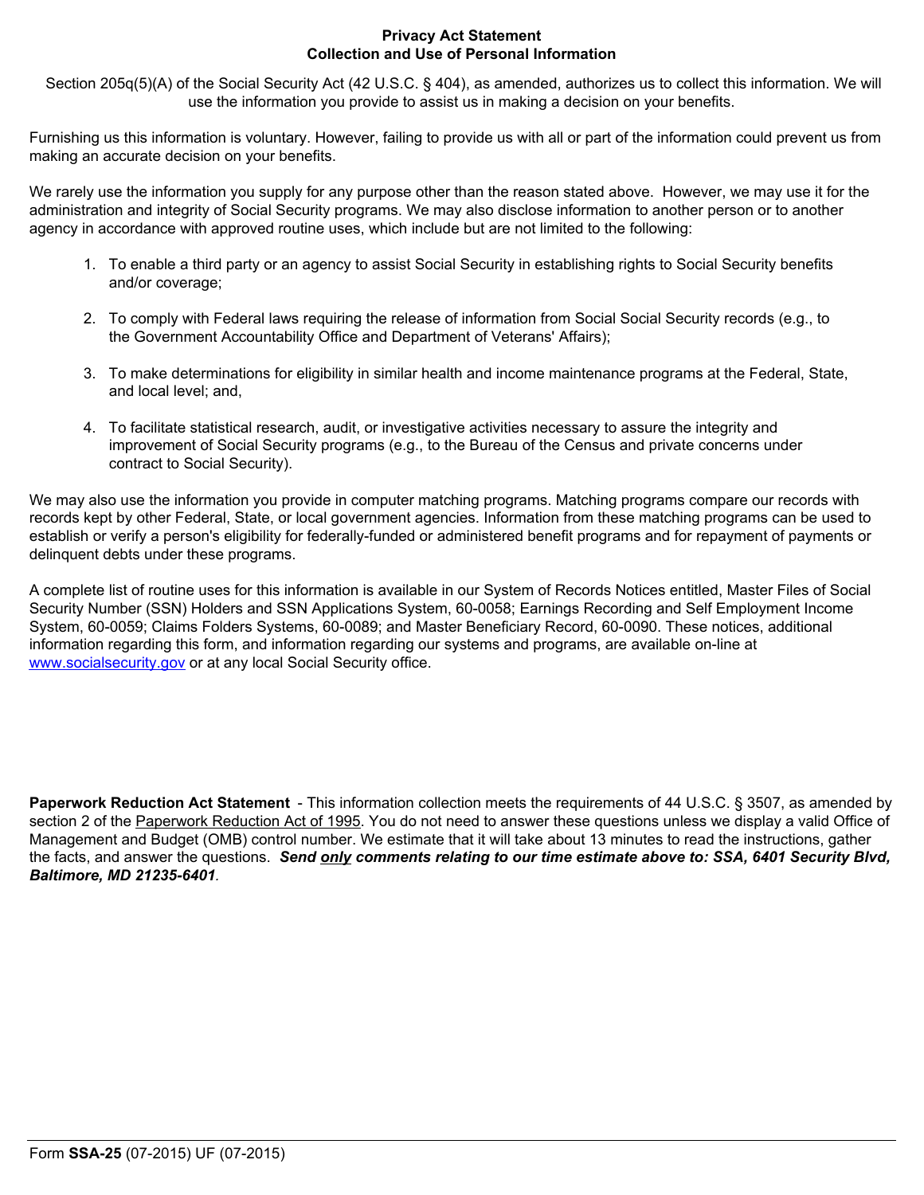## Privacy Act Statement
## Collection and Use of Personal Information

Section 205q(5)(A) of the Social Security Act (42 U.S.C. § 404), as amended, authorizes us to collect this information. We will use the information you provide to assist us in making a decision on your benefits.

Furnishing us this information is voluntary. However, failing to provide us with all or part of the information could prevent us from making an accurate decision on your benefits.

We rarely use the information you supply for any purpose other than the reason stated above. However, we may use it for the administration and integrity of Social Security programs. We may also disclose information to another person or to another agency in accordance with approved routine uses, which include but are not limited to the following:

1. To enable a third party or an agency to assist Social Security in establishing rights to Social Security benefits and/or coverage;
2. To comply with Federal laws requiring the release of information from Social Social Security records (e.g., to the Government Accountability Office and Department of Veterans' Affairs);
3. To make determinations for eligibility in similar health and income maintenance programs at the Federal, State, and local level; and,
4. To facilitate statistical research, audit, or investigative activities necessary to assure the integrity and improvement of Social Security programs (e.g., to the Bureau of the Census and private concerns under contract to Social Security).

We may also use the information you provide in computer matching programs. Matching programs compare our records with records kept by other Federal, State, or local government agencies. Information from these matching programs can be used to establish or verify a person's eligibility for federally-funded or administered benefit programs and for repayment of payments or delinquent debts under these programs.

A complete list of routine uses for this information is available in our System of Records Notices entitled, Master Files of Social Security Number (SSN) Holders and SSN Applications System, 60-0058; Earnings Recording and Self Employment Income System, 60-0059; Claims Folders Systems, 60-0089; and Master Beneficiary Record, 60-0090. These notices, additional information regarding this form, and information regarding our systems and programs, are available on-line at www.socialsecurity.gov or at any local Social Security office.

**Paperwork Reduction Act Statement** - This information collection meets the requirements of 44 U.S.C. § 3507, as amended by section 2 of the Paperwork Reduction Act of 1995. You do not need to answer these questions unless we display a valid Office of Management and Budget (OMB) control number. We estimate that it will take about 13 minutes to read the instructions, gather the facts, and answer the questions. ***Send only comments relating to our time estimate above to: SSA, 6401 Security Blvd, Baltimore, MD 21235-6401***.

Form **SSA-25** (07-2015) UF (07-2015)